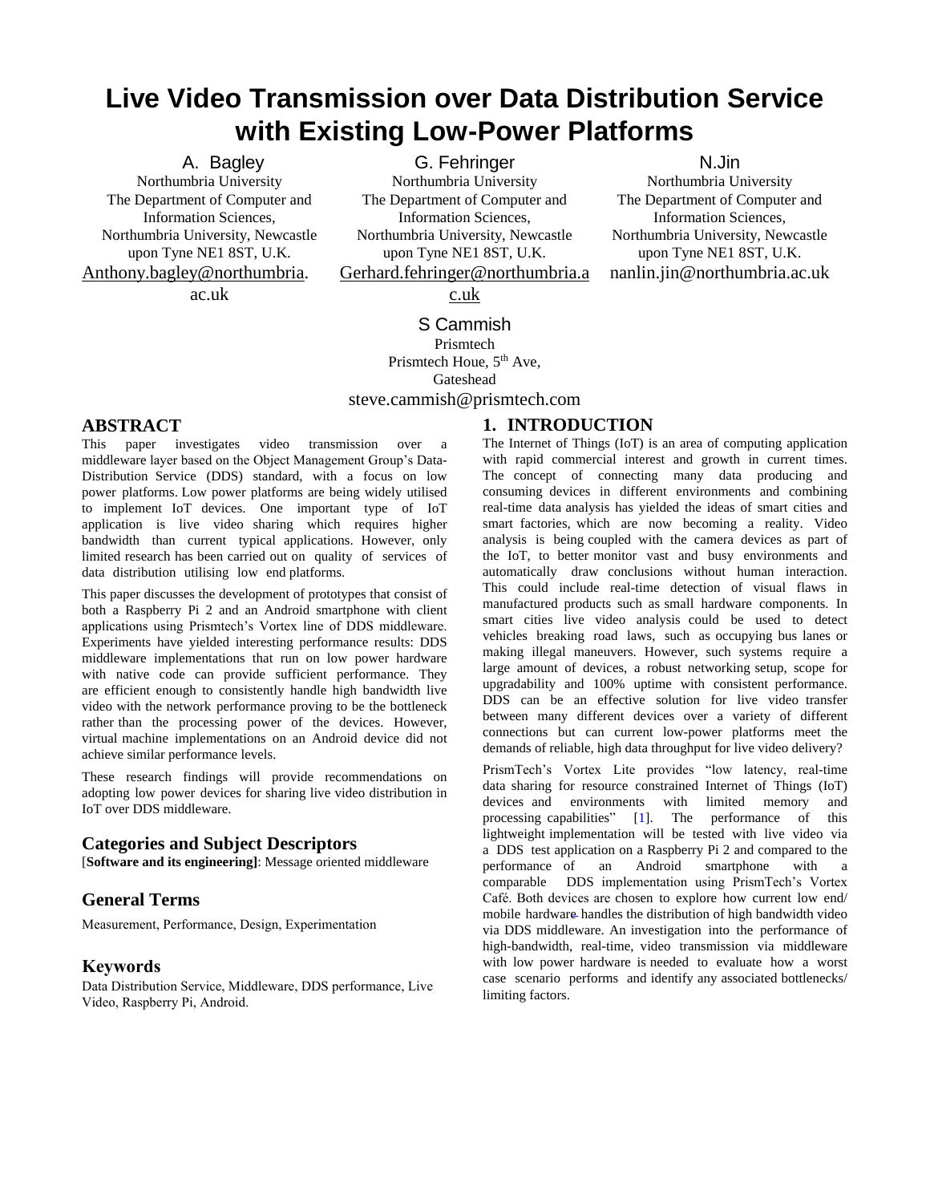# Live Video Transmission over Data Distribution Service with Existing Low-Power Platforms

A. Bagley
Northumbria University
The Department of Computer and Information Sciences,
Northumbria University, Newcastle upon Tyne NE1 8ST, U.K.
Anthony.bagley@northumbria.ac.uk

G. Fehringer
Northumbria University
The Department of Computer and Information Sciences,
Northumbria University, Newcastle upon Tyne NE1 8ST, U.K.
Gerhard.fehringer@northumbria.ac.uk

N.Jin
Northumbria University
The Department of Computer and Information Sciences,
Northumbria University, Newcastle upon Tyne NE1 8ST, U.K.
nanlin.jin@northumbria.ac.uk

S Cammish
Prismtech
Prismtech Houe, 5th Ave,
Gateshead
steve.cammish@prismtech.com

## ABSTRACT

This paper investigates video transmission over a middleware layer based on the Object Management Group's Data-Distribution Service (DDS) standard, with a focus on low power platforms. Low power platforms are being widely utilised to implement IoT devices. One important type of IoT application is live video sharing which requires higher bandwidth than current typical applications. However, only limited research has been carried out on quality of services of data distribution utilising low end platforms.

This paper discusses the development of prototypes that consist of both a Raspberry Pi 2 and an Android smartphone with client applications using Prismtech's Vortex line of DDS middleware. Experiments have yielded interesting performance results: DDS middleware implementations that run on low power hardware with native code can provide sufficient performance. They are efficient enough to consistently handle high bandwidth live video with the network performance proving to be the bottleneck rather than the processing power of the devices. However, virtual machine implementations on an Android device did not achieve similar performance levels.

These research findings will provide recommendations on adopting low power devices for sharing live video distribution in IoT over DDS middleware.

## Categories and Subject Descriptors

[**Software and its engineering]**: Message oriented middleware

## General Terms

Measurement, Performance, Design, Experimentation

## Keywords

Data Distribution Service, Middleware, DDS performance, Live Video, Raspberry Pi, Android.

## 1. INTRODUCTION

The Internet of Things (IoT) is an area of computing application with rapid commercial interest and growth in current times. The concept of connecting many data producing and consuming devices in different environments and combining real-time data analysis has yielded the ideas of smart cities and smart factories, which are now becoming a reality. Video analysis is being coupled with the camera devices as part of the IoT, to better monitor vast and busy environments and automatically draw conclusions without human interaction. This could include real-time detection of visual flaws in manufactured products such as small hardware components. In smart cities live video analysis could be used to detect vehicles breaking road laws, such as occupying bus lanes or making illegal maneuvers. However, such systems require a large amount of devices, a robust networking setup, scope for upgradability and 100% uptime with consistent performance. DDS can be an effective solution for live video transfer between many different devices over a variety of different connections but can current low-power platforms meet the demands of reliable, high data throughput for live video delivery?

PrismTech's Vortex Lite provides "low latency, real-time data sharing for resource constrained Internet of Things (IoT) devices and environments with limited memory and processing capabilities" [1]. The performance of this lightweight implementation will be tested with live video via a DDS test application on a Raspberry Pi 2 and compared to the performance of an Android smartphone with a comparable DDS implementation using PrismTech's Vortex Café. Both devices are chosen to explore how current low end/ mobile hardware handles the distribution of high bandwidth video via DDS middleware. An investigation into the performance of high-bandwidth, real-time, video transmission via middleware with low power hardware is needed to evaluate how a worst case scenario performs and identify any associated bottlenecks/ limiting factors.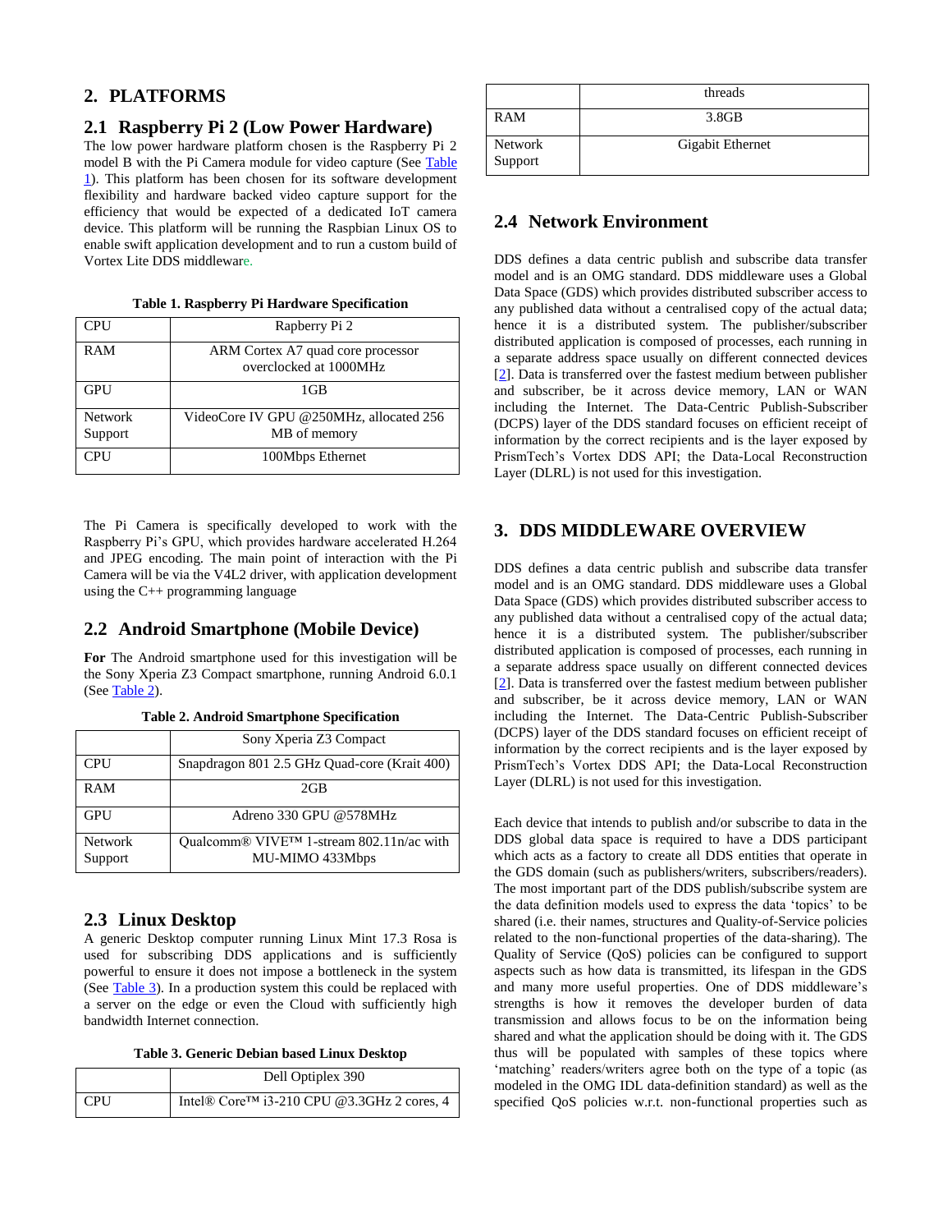## 2. PLATFORMS

### 2.1 Raspberry Pi 2 (Low Power Hardware)

The low power hardware platform chosen is the Raspberry Pi 2 model B with the Pi Camera module for video capture (See Table 1). This platform has been chosen for its software development flexibility and hardware backed video capture support for the efficiency that would be expected of a dedicated IoT camera device. This platform will be running the Raspbian Linux OS to enable swift application development and to run a custom build of Vortex Lite DDS middleware.

**Table 1. Raspberry Pi Hardware Specification**

| | |
|---|---|
| CPU | Rapberry Pi 2 |
| RAM | ARM Cortex A7 quad core processor overclocked at 1000MHz |
| GPU | 1GB |
| Network Support | VideoCore IV GPU @250MHz, allocated 256 MB of memory |
| CPU | 100Mbps Ethernet |

The Pi Camera is specifically developed to work with the Raspberry Pi's GPU, which provides hardware accelerated H.264 and JPEG encoding. The main point of interaction with the Pi Camera will be via the V4L2 driver, with application development using the C++ programming language

### 2.2 Android Smartphone (Mobile Device)

**For** The Android smartphone used for this investigation will be the Sony Xperia Z3 Compact smartphone, running Android 6.0.1 (See Table 2).

**Table 2. Android Smartphone Specification**

| | Sony Xperia Z3 Compact |
|---|---|
| CPU | Snapdragon 801 2.5 GHz Quad-core (Krait 400) |
| RAM | 2GB |
| GPU | Adreno 330 GPU @578MHz |
| Network Support | Qualcomm® VIVE™ 1-stream 802.11n/ac with MU-MIMO 433Mbps |

### 2.3 Linux Desktop

A generic Desktop computer running Linux Mint 17.3 Rosa is used for subscribing DDS applications and is sufficiently powerful to ensure it does not impose a bottleneck in the system (See Table 3). In a production system this could be replaced with a server on the edge or even the Cloud with sufficiently high bandwidth Internet connection.

**Table 3. Generic Debian based Linux Desktop**

| | Dell Optiplex 390 |
|---|---|
| CPU | Intel® Core™ i3-210 CPU @3.3GHz 2 cores, 4 threads |
| RAM | 3.8GB |
| Network Support | Gigabit Ethernet |

### 2.4 Network Environment

DDS defines a data centric publish and subscribe data transfer model and is an OMG standard. DDS middleware uses a Global Data Space (GDS) which provides distributed subscriber access to any published data without a centralised copy of the actual data; hence it is a distributed system. The publisher/subscriber distributed application is composed of processes, each running in a separate address space usually on different connected devices [2]. Data is transferred over the fastest medium between publisher and subscriber, be it across device memory, LAN or WAN including the Internet. The Data-Centric Publish-Subscriber (DCPS) layer of the DDS standard focuses on efficient receipt of information by the correct recipients and is the layer exposed by PrismTech's Vortex DDS API; the Data-Local Reconstruction Layer (DLRL) is not used for this investigation.

## 3. DDS MIDDLEWARE OVERVIEW

DDS defines a data centric publish and subscribe data transfer model and is an OMG standard. DDS middleware uses a Global Data Space (GDS) which provides distributed subscriber access to any published data without a centralised copy of the actual data; hence it is a distributed system. The publisher/subscriber distributed application is composed of processes, each running in a separate address space usually on different connected devices [2]. Data is transferred over the fastest medium between publisher and subscriber, be it across device memory, LAN or WAN including the Internet. The Data-Centric Publish-Subscriber (DCPS) layer of the DDS standard focuses on efficient receipt of information by the correct recipients and is the layer exposed by PrismTech's Vortex DDS API; the Data-Local Reconstruction Layer (DLRL) is not used for this investigation.

Each device that intends to publish and/or subscribe to data in the DDS global data space is required to have a DDS participant which acts as a factory to create all DDS entities that operate in the GDS domain (such as publishers/writers, subscribers/readers). The most important part of the DDS publish/subscribe system are the data definition models used to express the data 'topics' to be shared (i.e. their names, structures and Quality-of-Service policies related to the non-functional properties of the data-sharing). The Quality of Service (QoS) policies can be configured to support aspects such as how data is transmitted, its lifespan in the GDS and many more useful properties. One of DDS middleware's strengths is how it removes the developer burden of data transmission and allows focus to be on the information being shared and what the application should be doing with it. The GDS thus will be populated with samples of these topics where 'matching' readers/writers agree both on the type of a topic (as modeled in the OMG IDL data-definition standard) as well as the specified QoS policies w.r.t. non-functional properties such as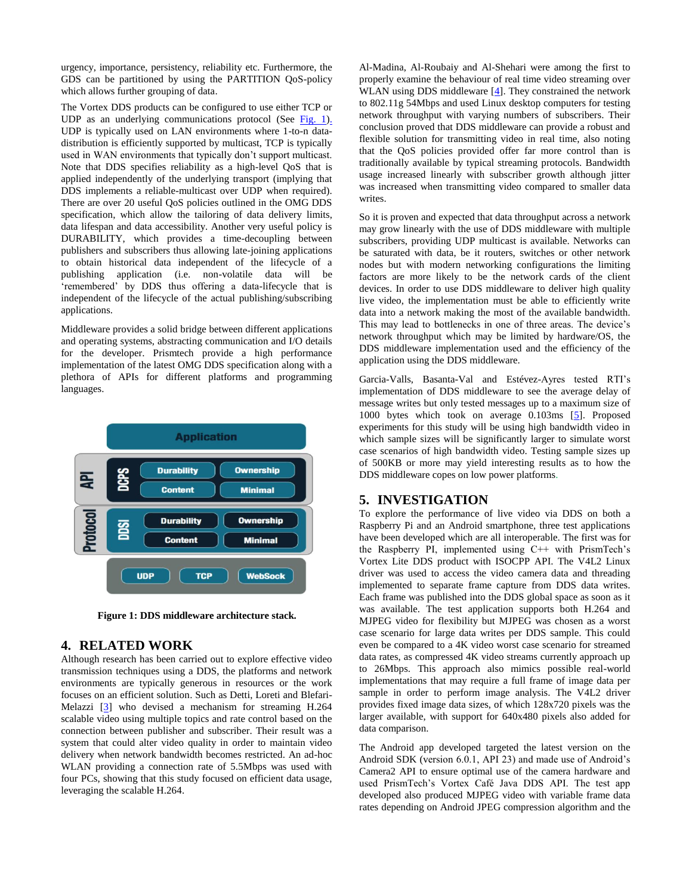urgency, importance, persistency, reliability etc. Furthermore, the GDS can be partitioned by using the PARTITION QoS-policy which allows further grouping of data.

The Vortex DDS products can be configured to use either TCP or UDP as an underlying communications protocol (See Fig. 1). UDP is typically used on LAN environments where 1-to-n data-distribution is efficiently supported by multicast, TCP is typically used in WAN environments that typically don't support multicast. Note that DDS specifies reliability as a high-level QoS that is applied independently of the underlying transport (implying that DDS implements a reliable-multicast over UDP when required). There are over 20 useful QoS policies outlined in the OMG DDS specification, which allow the tailoring of data delivery limits, data lifespan and data accessibility. Another very useful policy is DURABILITY, which provides a time-decoupling between publishers and subscribers thus allowing late-joining applications to obtain historical data independent of the lifecycle of a publishing application (i.e. non-volatile data will be 'remembered' by DDS thus offering a data-lifecycle that is independent of the lifecycle of the actual publishing/subscribing applications.

Middleware provides a solid bridge between different applications and operating systems, abstracting communication and I/O details for the developer. Prismtech provide a high performance implementation of the latest OMG DDS specification along with a plethora of APIs for different platforms and programming languages.

Application

API

DCPS

Durability

Ownership

Content

Minimal

Protocol

DDSI

Durability

Ownership

Content

Minimal

UDP

TCP

WebSock

**Figure 1: DDS middleware architecture stack.**

## 4. RELATED WORK

Although research has been carried out to explore effective video transmission techniques using a DDS, the platforms and network environments are typically generous in resources or the work focuses on an efficient solution. Such as Detti, Loreti and Blefari-Melazzi [3] who devised a mechanism for streaming H.264 scalable video using multiple topics and rate control based on the connection between publisher and subscriber. Their result was a system that could alter video quality in order to maintain video delivery when network bandwidth becomes restricted. An ad-hoc WLAN providing a connection rate of 5.5Mbps was used with four PCs, showing that this study focused on efficient data usage, leveraging the scalable H.264.

Al-Madina, Al-Roubaiy and Al-Shehari were among the first to properly examine the behaviour of real time video streaming over WLAN using DDS middleware [4]. They constrained the network to 802.11g 54Mbps and used Linux desktop computers for testing network throughput with varying numbers of subscribers. Their conclusion proved that DDS middleware can provide a robust and flexible solution for transmitting video in real time, also noting that the QoS policies provided offer far more control than is traditionally available by typical streaming protocols. Bandwidth usage increased linearly with subscriber growth although jitter was increased when transmitting video compared to smaller data writes.

So it is proven and expected that data throughput across a network may grow linearly with the use of DDS middleware with multiple subscribers, providing UDP multicast is available. Networks can be saturated with data, be it routers, switches or other network nodes but with modern networking configurations the limiting factors are more likely to be the network cards of the client devices. In order to use DDS middleware to deliver high quality live video, the implementation must be able to efficiently write data into a network making the most of the available bandwidth. This may lead to bottlenecks in one of three areas. The device's network throughput which may be limited by hardware/OS, the DDS middleware implementation used and the efficiency of the application using the DDS middleware.

Garcia-Valls, Basanta-Val and Estévez-Ayres tested RTI's implementation of DDS middleware to see the average delay of message writes but only tested messages up to a maximum size of 1000 bytes which took on average 0.103ms [5]. Proposed experiments for this study will be using high bandwidth video in which sample sizes will be significantly larger to simulate worst case scenarios of high bandwidth video. Testing sample sizes up of 500KB or more may yield interesting results as to how the DDS middleware copes on low power platforms.

## 5. INVESTIGATION

To explore the performance of live video via DDS on both a Raspberry Pi and an Android smartphone, three test applications have been developed which are all interoperable. The first was for the Raspberry PI, implemented using C++ with PrismTech's Vortex Lite DDS product with ISOCPP API. The V4L2 Linux driver was used to access the video camera data and threading implemented to separate frame capture from DDS data writes. Each frame was published into the DDS global space as soon as it was available. The test application supports both H.264 and MJPEG video for flexibility but MJPEG was chosen as a worst case scenario for large data writes per DDS sample. This could even be compared to a 4K video worst case scenario for streamed data rates, as compressed 4K video streams currently approach up to 26Mbps. This approach also mimics possible real-world implementations that may require a full frame of image data per sample in order to perform image analysis. The V4L2 driver provides fixed image data sizes, of which 128x720 pixels was the larger available, with support for 640x480 pixels also added for data comparison.

The Android app developed targeted the latest version on the Android SDK (version 6.0.1, API 23) and made use of Android's Camera2 API to ensure optimal use of the camera hardware and used PrismTech's Vortex Café Java DDS API. The test app developed also produced MJPEG video with variable frame data rates depending on Android JPEG compression algorithm and the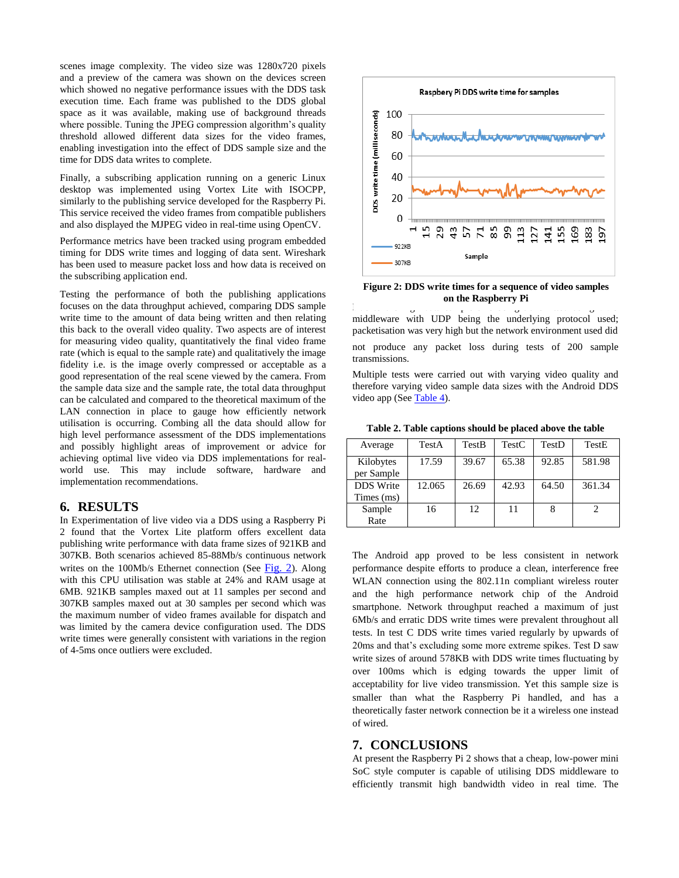scenes image complexity. The video size was 1280x720 pixels and a preview of the camera was shown on the devices screen which showed no negative performance issues with the DDS task execution time. Each frame was published to the DDS global space as it was available, making use of background threads where possible. Tuning the JPEG compression algorithm's quality threshold allowed different data sizes for the video frames, enabling investigation into the effect of DDS sample size and the time for DDS data writes to complete.

Finally, a subscribing application running on a generic Linux desktop was implemented using Vortex Lite with ISOCPP, similarly to the publishing service developed for the Raspberry Pi. This service received the video frames from compatible publishers and also displayed the MJPEG video in real-time using OpenCV.

Performance metrics have been tracked using program embedded timing for DDS write times and logging of data sent. Wireshark has been used to measure packet loss and how data is received on the subscribing application end.

Testing the performance of both the publishing applications focuses on the data throughput achieved, comparing DDS sample write time to the amount of data being written and then relating this back to the overall video quality. Two aspects are of interest for measuring video quality, quantitatively the final video frame rate (which is equal to the sample rate) and qualitatively the image fidelity i.e. is the image overly compressed or acceptable as a good representation of the real scene viewed by the camera. From the sample data size and the sample rate, the total data throughput can be calculated and compared to the theoretical maximum of the LAN connection in place to gauge how efficiently network utilisation is occurring. Combing all the data should allow for high level performance assessment of the DDS implementations and possibly highlight areas of improvement or advice for achieving optimal live video via DDS implementations for real-world use. This may include software, hardware and implementation recommendations.

## 6. RESULTS

In Experimentation of live video via a DDS using a Raspberry Pi 2 found that the Vortex Lite platform offers excellent data publishing write performance with data frame sizes of 921KB and 307KB. Both scenarios achieved 85-88Mb/s continuous network writes on the 100Mb/s Ethernet connection (See Fig. 2). Along with this CPU utilisation was stable at 24% and RAM usage at 6MB. 921KB samples maxed out at 11 samples per second and 307KB samples maxed out at 30 samples per second which was the maximum number of video frames available for dispatch and was limited by the camera device configuration used. The DDS write times were generally consistent with variations in the region of 4-5ms once outliers were excluded.

Raspbery Pi DDS write time for samples

DDS write time (milliseconds)

100
80
60
40
20
0

1 15 29 43 57 71 85 99 113 127 141 155 169 183 197

Sample

922KB
307KB

**Figure 2: DDS write times for a sequence of video samples on the Raspberry Pi**

middleware with UDP being the underlying protocol used; packetisation was very high but the network environment used did not produce any packet loss during tests of 200 sample transmissions.

Multiple tests were carried out with varying video quality and therefore varying video sample data sizes with the Android DDS video app (See Table 4).

**Table 2. Table captions should be placed above the table**

| Average | TestA | TestB | TestC | TestD | TestE |
|---|---|---|---|---|---|
| Kilobytes per Sample | 17.59 | 39.67 | 65.38 | 92.85 | 581.98 |
| DDS Write Times (ms) | 12.065 | 26.69 | 42.93 | 64.50 | 361.34 |
| Sample Rate | 16 | 12 | 11 | 8 | 2 |

The Android app proved to be less consistent in network performance despite efforts to produce a clean, interference free WLAN connection using the 802.11n compliant wireless router and the high performance network chip of the Android smartphone. Network throughput reached a maximum of just 6Mb/s and erratic DDS write times were prevalent throughout all tests. In test C DDS write times varied regularly by upwards of 20ms and that's excluding some more extreme spikes. Test D saw write sizes of around 578KB with DDS write times fluctuating by over 100ms which is edging towards the upper limit of acceptability for live video transmission. Yet this sample size is smaller than what the Raspberry Pi handled, and has a theoretically faster network connection be it a wireless one instead of wired.

## 7. CONCLUSIONS

At present the Raspberry Pi 2 shows that a cheap, low-power mini SoC style computer is capable of utilising DDS middleware to efficiently transmit high bandwidth video in real time. The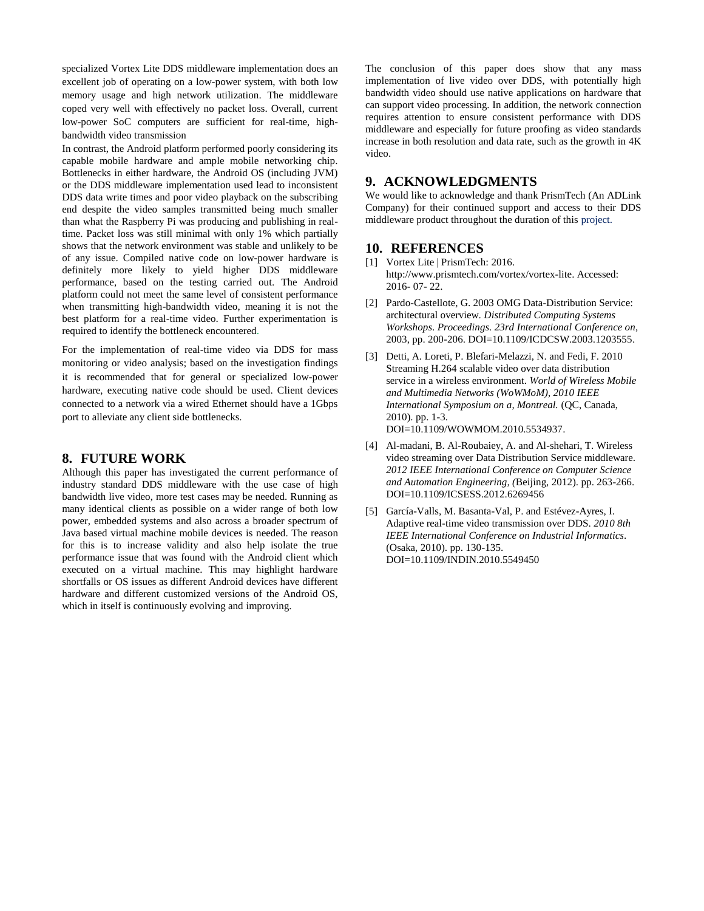specialized Vortex Lite DDS middleware implementation does an excellent job of operating on a low-power system, with both low memory usage and high network utilization. The middleware coped very well with effectively no packet loss. Overall, current low-power SoC computers are sufficient for real-time, high-bandwidth video transmission

In contrast, the Android platform performed poorly considering its capable mobile hardware and ample mobile networking chip. Bottlenecks in either hardware, the Android OS (including JVM) or the DDS middleware implementation used lead to inconsistent DDS data write times and poor video playback on the subscribing end despite the video samples transmitted being much smaller than what the Raspberry Pi was producing and publishing in real-time. Packet loss was still minimal with only 1% which partially shows that the network environment was stable and unlikely to be of any issue. Compiled native code on low-power hardware is definitely more likely to yield higher DDS middleware performance, based on the testing carried out. The Android platform could not meet the same level of consistent performance when transmitting high-bandwidth video, meaning it is not the best platform for a real-time video. Further experimentation is required to identify the bottleneck encountered.

For the implementation of real-time video via DDS for mass monitoring or video analysis; based on the investigation findings it is recommended that for general or specialized low-power hardware, executing native code should be used. Client devices connected to a network via a wired Ethernet should have a 1Gbps port to alleviate any client side bottlenecks.

## 8. FUTURE WORK

Although this paper has investigated the current performance of industry standard DDS middleware with the use case of high bandwidth live video, more test cases may be needed. Running as many identical clients as possible on a wider range of both low power, embedded systems and also across a broader spectrum of Java based virtual machine mobile devices is needed. The reason for this is to increase validity and also help isolate the true performance issue that was found with the Android client which executed on a virtual machine. This may highlight hardware shortfalls or OS issues as different Android devices have different hardware and different customized versions of the Android OS, which in itself is continuously evolving and improving.

The conclusion of this paper does show that any mass implementation of live video over DDS, with potentially high bandwidth video should use native applications on hardware that can support video processing. In addition, the network connection requires attention to ensure consistent performance with DDS middleware and especially for future proofing as video standards increase in both resolution and data rate, such as the growth in 4K video.

## 9. ACKNOWLEDGMENTS

We would like to acknowledge and thank PrismTech (An ADLink Company) for their continued support and access to their DDS middleware product throughout the duration of this project.

## 10. REFERENCES

[1] Vortex Lite | PrismTech: 2016. http://www.prismtech.com/vortex/vortex-lite. Accessed: 2016- 07- 22.

[2] Pardo-Castellote, G. 2003 OMG Data-Distribution Service: architectural overview. *Distributed Computing Systems Workshops. Proceedings. 23rd International Conference on*, 2003, pp. 200-206. DOI=10.1109/ICDCSW.2003.1203555.

[3] Detti, A. Loreti, P. Blefari-Melazzi, N. and Fedi, F. 2010 Streaming H.264 scalable video over data distribution service in a wireless environment. *World of Wireless Mobile and Multimedia Networks (WoWMoM), 2010 IEEE International Symposium on a, Montreal.* (QC, Canada, 2010). pp. 1-3. DOI=10.1109/WOWMOM.2010.5534937.

[4] Al-madani, B. Al-Roubaiey, A. and Al-shehari, T. Wireless video streaming over Data Distribution Service middleware. *2012 IEEE International Conference on Computer Science and Automation Engineering, (*Beijing, 2012). pp. 263-266. DOI=10.1109/ICSESS.2012.6269456

[5] García-Valls, M. Basanta-Val, P. and Estévez-Ayres, I. Adaptive real-time video transmission over DDS. *2010 8th IEEE International Conference on Industrial Informatics*. (Osaka, 2010). pp. 130-135. DOI=10.1109/INDIN.2010.5549450